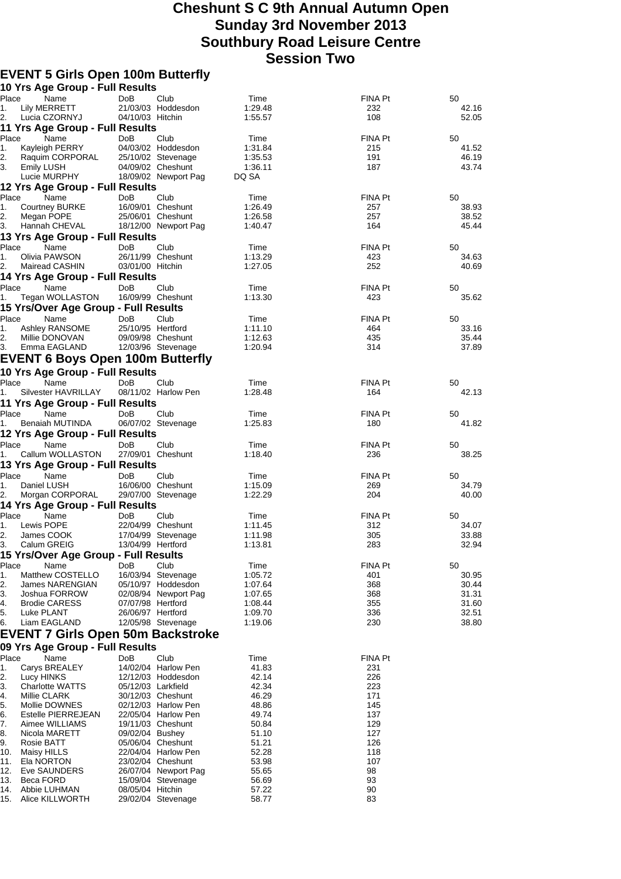# Cheshunt S C 9th Annual Autumn Open
# Sunday 3rd November 2013
# Southbury Road Leisure Centre
# Session Two

## EVENT 5 Girls Open 100m Butterfly

### 10 Yrs Age Group - Full Results

| Place | Name | DoB | Club | Time | FINA Pt | 50 |
|---|---|---|---|---|---|---|
| 1. | Lily MERRETT | 21/03/03 | Hoddesdon | 1:29.48 | 232 | 42.16 |
| 2. | Lucia CZORNYJ | 04/10/03 | Hitchin | 1:55.57 | 108 | 52.05 |

### 11 Yrs Age Group - Full Results

| Place | Name | DoB | Club | Time | FINA Pt | 50 |
|---|---|---|---|---|---|---|
| 1. | Kayleigh PERRY | 04/03/02 | Hoddesdon | 1:31.84 | 215 | 41.52 |
| 2. | Raquim CORPORAL | 25/10/02 | Stevenage | 1:35.53 | 191 | 46.19 |
| 3. | Emily LUSH | 04/09/02 | Cheshunt | 1:36.11 | 187 | 43.74 |
| | Lucie MURPHY | 18/09/02 | Newport Pag | DQ SA | | |

### 12 Yrs Age Group - Full Results

| Place | Name | DoB | Club | Time | FINA Pt | 50 |
|---|---|---|---|---|---|---|
| 1. | Courtney BURKE | 16/09/01 | Cheshunt | 1:26.49 | 257 | 38.93 |
| 2. | Megan POPE | 25/06/01 | Cheshunt | 1:26.58 | 257 | 38.52 |
| 3. | Hannah CHEVAL | 18/12/00 | Newport Pag | 1:40.47 | 164 | 45.44 |

### 13 Yrs Age Group - Full Results

| Place | Name | DoB | Club | Time | FINA Pt | 50 |
|---|---|---|---|---|---|---|
| 1. | Olivia PAWSON | 26/11/99 | Cheshunt | 1:13.29 | 423 | 34.63 |
| 2. | Mairead CASHIN | 03/01/00 | Hitchin | 1:27.05 | 252 | 40.69 |

### 14 Yrs Age Group - Full Results

| Place | Name | DoB | Club | Time | FINA Pt | 50 |
|---|---|---|---|---|---|---|
| 1. | Tegan WOLLASTON | 16/09/99 | Cheshunt | 1:13.30 | 423 | 35.62 |

### 15 Yrs/Over Age Group - Full Results

| Place | Name | DoB | Club | Time | FINA Pt | 50 |
|---|---|---|---|---|---|---|
| 1. | Ashley RANSOME | 25/10/95 | Hertford | 1:11.10 | 464 | 33.16 |
| 2. | Millie DONOVAN | 09/09/98 | Cheshunt | 1:12.63 | 435 | 35.44 |
| 3. | Emma EAGLAND | 12/03/96 | Stevenage | 1:20.94 | 314 | 37.89 |

## EVENT 6 Boys Open 100m Butterfly

### 10 Yrs Age Group - Full Results

| Place | Name | DoB | Club | Time | FINA Pt | 50 |
|---|---|---|---|---|---|---|
| 1. | Silvester HAVRILLAY | 08/11/02 | Harlow Pen | 1:28.48 | 164 | 42.13 |

### 11 Yrs Age Group - Full Results

| Place | Name | DoB | Club | Time | FINA Pt | 50 |
|---|---|---|---|---|---|---|
| 1. | Benaiah MUTINDA | 06/07/02 | Stevenage | 1:25.83 | 180 | 41.82 |

### 12 Yrs Age Group - Full Results

| Place | Name | DoB | Club | Time | FINA Pt | 50 |
|---|---|---|---|---|---|---|
| 1. | Callum WOLLASTON | 27/09/01 | Cheshunt | 1:18.40 | 236 | 38.25 |

### 13 Yrs Age Group - Full Results

| Place | Name | DoB | Club | Time | FINA Pt | 50 |
|---|---|---|---|---|---|---|
| 1. | Daniel LUSH | 16/06/00 | Cheshunt | 1:15.09 | 269 | 34.79 |
| 2. | Morgan CORPORAL | 29/07/00 | Stevenage | 1:22.29 | 204 | 40.00 |

### 14 Yrs Age Group - Full Results

| Place | Name | DoB | Club | Time | FINA Pt | 50 |
|---|---|---|---|---|---|---|
| 1. | Lewis POPE | 22/04/99 | Cheshunt | 1:11.45 | 312 | 34.07 |
| 2. | James COOK | 17/04/99 | Stevenage | 1:11.98 | 305 | 33.88 |
| 3. | Calum GREIG | 13/04/99 | Hertford | 1:13.81 | 283 | 32.94 |

### 15 Yrs/Over Age Group - Full Results

| Place | Name | DoB | Club | Time | FINA Pt | 50 |
|---|---|---|---|---|---|---|
| 1. | Matthew COSTELLO | 16/03/94 | Stevenage | 1:05.72 | 401 | 30.95 |
| 2. | James NARENGIAN | 05/10/97 | Hoddesdon | 1:07.64 | 368 | 30.44 |
| 3. | Joshua FORROW | 02/08/94 | Newport Pag | 1:07.65 | 368 | 31.31 |
| 4. | Brodie CARESS | 07/07/98 | Hertford | 1:08.44 | 355 | 31.60 |
| 5. | Luke PLANT | 26/06/97 | Hertford | 1:09.70 | 336 | 32.51 |
| 6. | Liam EAGLAND | 12/05/98 | Stevenage | 1:19.06 | 230 | 38.80 |

## EVENT 7 Girls Open 50m Backstroke

### 09 Yrs Age Group - Full Results

| Place | Name | DoB | Club | Time | FINA Pt |
|---|---|---|---|---|---|
| 1. | Carys BREALEY | 14/02/04 | Harlow Pen | 41.83 | 231 |
| 2. | Lucy HINKS | 12/12/03 | Hoddesdon | 42.14 | 226 |
| 3. | Charlotte WATTS | 05/12/03 | Larkfield | 42.34 | 223 |
| 4. | Millie CLARK | 30/12/03 | Cheshunt | 46.29 | 171 |
| 5. | Mollie DOWNES | 02/12/03 | Harlow Pen | 48.86 | 145 |
| 6. | Estelle PIERREJEAN | 22/05/04 | Harlow Pen | 49.74 | 137 |
| 7. | Aimee WILLIAMS | 19/11/03 | Cheshunt | 50.84 | 129 |
| 8. | Nicola MARETT | 09/02/04 | Bushey | 51.10 | 127 |
| 9. | Rosie BATT | 05/06/04 | Cheshunt | 51.21 | 126 |
| 10. | Maisy HILLS | 22/04/04 | Harlow Pen | 52.28 | 118 |
| 11. | Ela NORTON | 23/02/04 | Cheshunt | 53.98 | 107 |
| 12. | Eve SAUNDERS | 26/07/04 | Newport Pag | 55.65 | 98 |
| 13. | Beca FORD | 15/09/04 | Stevenage | 56.69 | 93 |
| 14. | Abbie LUHMAN | 08/05/04 | Hitchin | 57.22 | 90 |
| 15. | Alice KILLWORTH | 29/02/04 | Stevenage | 58.77 | 83 |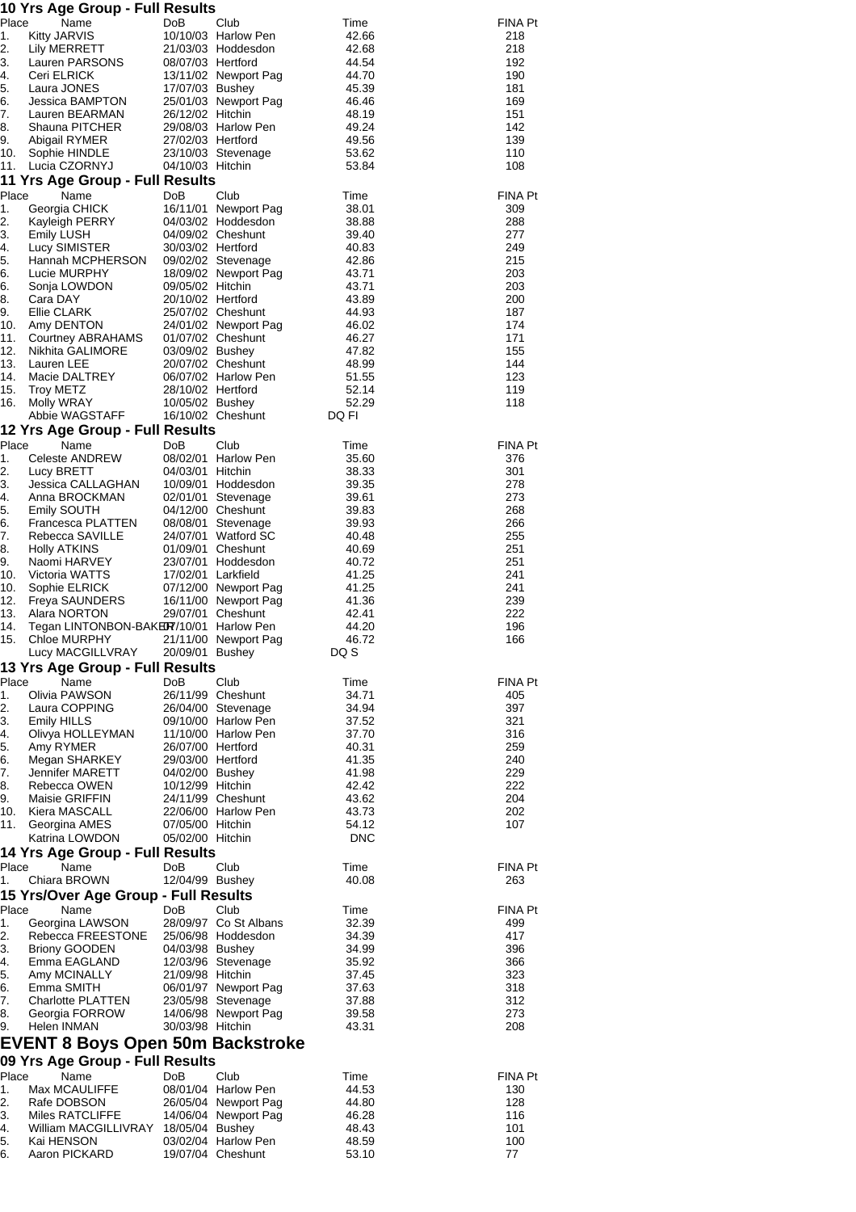### 10 Yrs Age Group - Full Results

| Place | Name | DoB | Club | Time | FINA Pt |
|---|---|---|---|---|---|
| 1. | Kitty JARVIS | 10/10/03 | Harlow Pen | 42.66 | 218 |
| 2. | Lily MERRETT | 21/03/03 | Hoddesdon | 42.68 | 218 |
| 3. | Lauren PARSONS | 08/07/03 | Hertford | 44.54 | 192 |
| 4. | Ceri ELRICK | 13/11/02 | Newport Pag | 44.70 | 190 |
| 5. | Laura JONES | 17/07/03 | Bushey | 45.39 | 181 |
| 6. | Jessica BAMPTON | 25/01/03 | Newport Pag | 46.46 | 169 |
| 7. | Lauren BEARMAN | 26/12/02 | Hitchin | 48.19 | 151 |
| 8. | Shauna PITCHER | 29/08/03 | Harlow Pen | 49.24 | 142 |
| 9. | Abigail RYMER | 27/02/03 | Hertford | 49.56 | 139 |
| 10. | Sophie HINDLE | 23/10/03 | Stevenage | 53.62 | 110 |
| 11. | Lucia CZORNYJ | 04/10/03 | Hitchin | 53.84 | 108 |

### 11 Yrs Age Group - Full Results

| Place | Name | DoB | Club | Time | FINA Pt |
|---|---|---|---|---|---|
| 1. | Georgia CHICK | 16/11/01 | Newport Pag | 38.01 | 309 |
| 2. | Kayleigh PERRY | 04/03/02 | Hoddesdon | 38.88 | 288 |
| 3. | Emily LUSH | 04/09/02 | Cheshunt | 39.40 | 277 |
| 4. | Lucy SIMISTER | 30/03/02 | Hertford | 40.83 | 249 |
| 5. | Hannah MCPHERSON | 09/02/02 | Stevenage | 42.86 | 215 |
| 6. | Lucie MURPHY | 18/09/02 | Newport Pag | 43.71 | 203 |
| 6. | Sonja LOWDON | 09/05/02 | Hitchin | 43.71 | 203 |
| 8. | Cara DAY | 20/10/02 | Hertford | 43.89 | 200 |
| 9. | Ellie CLARK | 25/07/02 | Cheshunt | 44.93 | 187 |
| 10. | Amy DENTON | 24/01/02 | Newport Pag | 46.02 | 174 |
| 11. | Courtney ABRAHAMS | 01/07/02 | Cheshunt | 46.27 | 171 |
| 12. | Nikhita GALIMORE | 03/09/02 | Bushey | 47.82 | 155 |
| 13. | Lauren LEE | 20/07/02 | Cheshunt | 48.99 | 144 |
| 14. | Macie DALTREY | 06/07/02 | Harlow Pen | 51.55 | 123 |
| 15. | Troy METZ | 28/10/02 | Hertford | 52.14 | 119 |
| 16. | Molly WRAY | 10/05/02 | Bushey | 52.29 | 118 |
| | Abbie WAGSTAFF | 16/10/02 | Cheshunt | DQ FI | |

### 12 Yrs Age Group - Full Results

| Place | Name | DoB | Club | Time | FINA Pt |
|---|---|---|---|---|---|
| 1. | Celeste ANDREW | 08/02/01 | Harlow Pen | 35.60 | 376 |
| 2. | Lucy BRETT | 04/03/01 | Hitchin | 38.33 | 301 |
| 3. | Jessica CALLAGHAN | 10/09/01 | Hoddesdon | 39.35 | 278 |
| 4. | Anna BROCKMAN | 02/01/01 | Stevenage | 39.61 | 273 |
| 5. | Emily SOUTH | 04/12/00 | Cheshunt | 39.83 | 268 |
| 6. | Francesca PLATTEN | 08/08/01 | Stevenage | 39.93 | 266 |
| 7. | Rebecca SAVILLE | 24/07/01 | Watford SC | 40.48 | 255 |
| 8. | Holly ATKINS | 01/09/01 | Cheshunt | 40.69 | 251 |
| 9. | Naomi HARVEY | 23/07/01 | Hoddesdon | 40.72 | 251 |
| 10. | Victoria WATTS | 17/02/01 | Larkfield | 41.25 | 241 |
| 10. | Sophie ELRICK | 07/12/00 | Newport Pag | 41.25 | 241 |
| 12. | Freya SAUNDERS | 16/11/00 | Newport Pag | 41.36 | 239 |
| 13. | Alara NORTON | 29/07/01 | Cheshunt | 42.41 | 222 |
| 14. | Tegan LINTONBON-BAKER | ?/10/01 | Harlow Pen | 44.20 | 196 |
| 15. | Chloe MURPHY | 21/11/00 | Newport Pag | 46.72 | 166 |
| | Lucy MACGILLVRAY | 20/09/01 | Bushey | DQ S | |

### 13 Yrs Age Group - Full Results

| Place | Name | DoB | Club | Time | FINA Pt |
|---|---|---|---|---|---|
| 1. | Olivia PAWSON | 26/11/99 | Cheshunt | 34.71 | 405 |
| 2. | Laura COPPING | 26/04/00 | Stevenage | 34.94 | 397 |
| 3. | Emily HILLS | 09/10/00 | Harlow Pen | 37.52 | 321 |
| 4. | Olivya HOLLEYMAN | 11/10/00 | Harlow Pen | 37.70 | 316 |
| 5. | Amy RYMER | 26/07/00 | Hertford | 40.31 | 259 |
| 6. | Megan SHARKEY | 29/03/00 | Hertford | 41.35 | 240 |
| 7. | Jennifer MARETT | 04/02/00 | Bushey | 41.98 | 229 |
| 8. | Rebecca OWEN | 10/12/99 | Hitchin | 42.42 | 222 |
| 9. | Maisie GRIFFIN | 24/11/99 | Cheshunt | 43.62 | 204 |
| 10. | Kiera MASCALL | 22/06/00 | Harlow Pen | 43.73 | 202 |
| 11. | Georgina AMES | 07/05/00 | Hitchin | 54.12 | 107 |
| | Katrina LOWDON | 05/02/00 | Hitchin | DNC | |

### 14 Yrs Age Group - Full Results

| Place | Name | DoB | Club | Time | FINA Pt |
|---|---|---|---|---|---|
| 1. | Chiara BROWN | 12/04/99 | Bushey | 40.08 | 263 |

### 15 Yrs/Over Age Group - Full Results

| Place | Name | DoB | Club | Time | FINA Pt |
|---|---|---|---|---|---|
| 1. | Georgina LAWSON | 28/09/97 | Co St Albans | 32.39 | 499 |
| 2. | Rebecca FREESTONE | 25/06/98 | Hoddesdon | 34.39 | 417 |
| 3. | Briony GOODEN | 04/03/98 | Bushey | 34.99 | 396 |
| 4. | Emma EAGLAND | 12/03/96 | Stevenage | 35.92 | 366 |
| 5. | Amy MCINALLY | 21/09/98 | Hitchin | 37.45 | 323 |
| 6. | Emma SMITH | 06/01/97 | Newport Pag | 37.63 | 318 |
| 7. | Charlotte PLATTEN | 23/05/98 | Stevenage | 37.88 | 312 |
| 8. | Georgia FORROW | 14/06/98 | Newport Pag | 39.58 | 273 |
| 9. | Helen INMAN | 30/03/98 | Hitchin | 43.31 | 208 |

## EVENT 8 Boys Open 50m Backstroke

### 09 Yrs Age Group - Full Results

| Place | Name | DoB | Club | Time | FINA Pt |
|---|---|---|---|---|---|
| 1. | Max MCAULIFFE | 08/01/04 | Harlow Pen | 44.53 | 130 |
| 2. | Rafe DOBSON | 26/05/04 | Newport Pag | 44.80 | 128 |
| 3. | Miles RATCLIFFE | 14/06/04 | Newport Pag | 46.28 | 116 |
| 4. | William MACGILLIVRAY | 18/05/04 | Bushey | 48.43 | 101 |
| 5. | Kai HENSON | 03/02/04 | Harlow Pen | 48.59 | 100 |
| 6. | Aaron PICKARD | 19/07/04 | Cheshunt | 53.10 | 77 |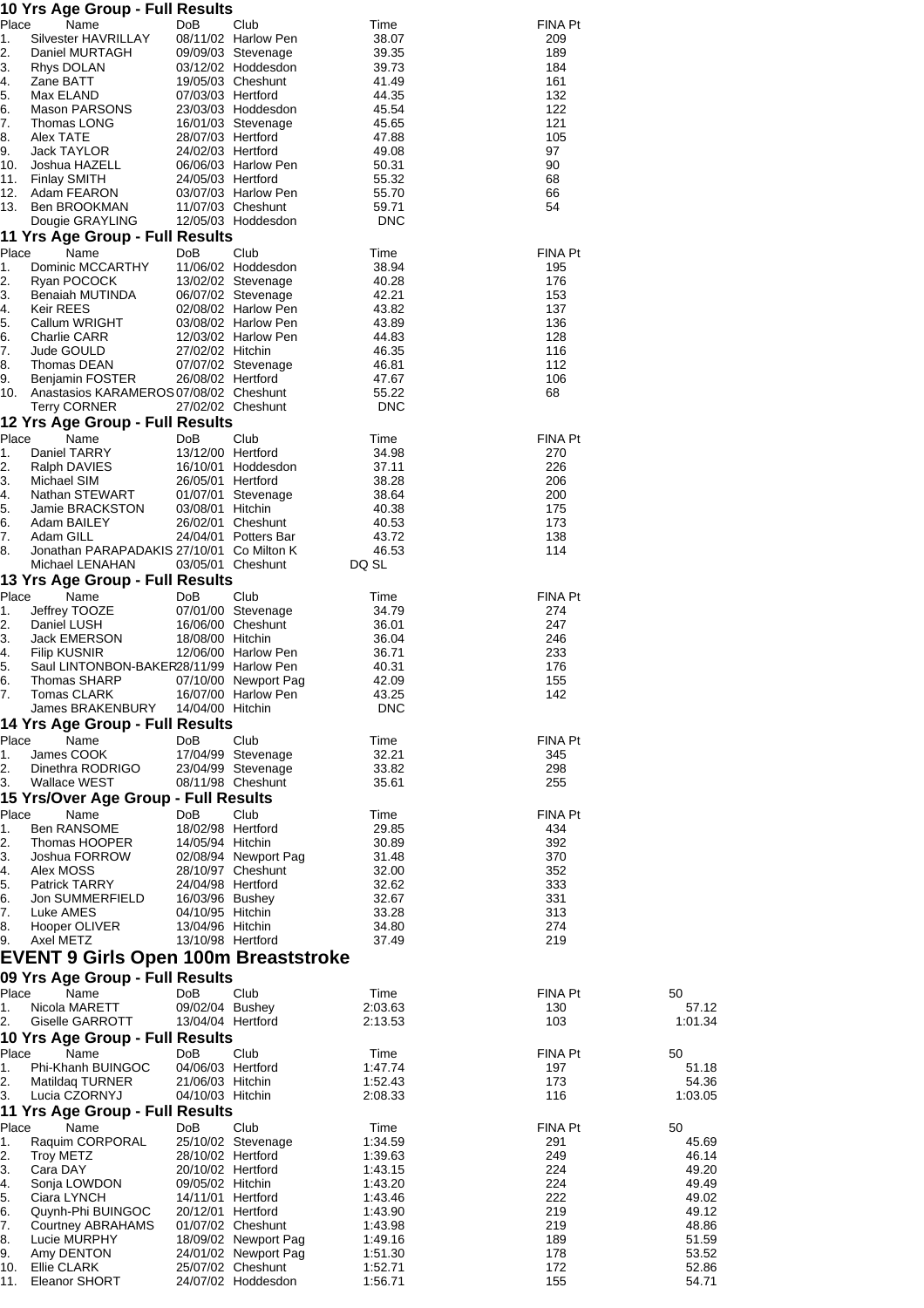## 10 Yrs Age Group - Full Results

| Place | Name | DoB | Club | Time | FINA Pt |
|---|---|---|---|---|---|
| 1. | Silvester HAVRILLAY | 08/11/02 | Harlow Pen | 38.07 | 209 |
| 2. | Daniel MURTAGH | 09/09/03 | Stevenage | 39.35 | 189 |
| 3. | Rhys DOLAN | 03/12/02 | Hoddesdon | 39.73 | 184 |
| 4. | Zane BATT | 19/05/03 | Cheshunt | 41.49 | 161 |
| 5. | Max ELAND | 07/03/03 | Hertford | 44.35 | 132 |
| 6. | Mason PARSONS | 23/03/03 | Hoddesdon | 45.54 | 122 |
| 7. | Thomas LONG | 16/01/03 | Stevenage | 45.65 | 121 |
| 8. | Alex TATE | 28/07/03 | Hertford | 47.88 | 105 |
| 9. | Jack TAYLOR | 24/02/03 | Hertford | 49.08 | 97 |
| 10. | Joshua HAZELL | 06/06/03 | Harlow Pen | 50.31 | 90 |
| 11. | Finlay SMITH | 24/05/03 | Hertford | 55.32 | 68 |
| 12. | Adam FEARON | 03/07/03 | Harlow Pen | 55.70 | 66 |
| 13. | Ben BROOKMAN | 11/07/03 | Cheshunt | 59.71 | 54 |
| | Dougie GRAYLING | 12/05/03 | Hoddesdon | DNC | |

## 11 Yrs Age Group - Full Results

| Place | Name | DoB | Club | Time | FINA Pt |
|---|---|---|---|---|---|
| 1. | Dominic MCCARTHY | 11/06/02 | Hoddesdon | 38.94 | 195 |
| 2. | Ryan POCOCK | 13/02/02 | Stevenage | 40.28 | 176 |
| 3. | Benaiah MUTINDA | 06/07/02 | Stevenage | 42.21 | 153 |
| 4. | Keir REES | 02/08/02 | Harlow Pen | 43.82 | 137 |
| 5. | Callum WRIGHT | 03/08/02 | Harlow Pen | 43.89 | 136 |
| 6. | Charlie CARR | 12/03/02 | Harlow Pen | 44.83 | 128 |
| 7. | Jude GOULD | 27/02/02 | Hitchin | 46.35 | 116 |
| 8. | Thomas DEAN | 07/07/02 | Stevenage | 46.81 | 112 |
| 9. | Benjamin FOSTER | 26/08/02 | Hertford | 47.67 | 106 |
| 10. | Anastasios KARAMEROS | 07/08/02 | Cheshunt | 55.22 | 68 |
| | Terry CORNER | 27/02/02 | Cheshunt | DNC | |

## 12 Yrs Age Group - Full Results

| Place | Name | DoB | Club | Time | FINA Pt |
|---|---|---|---|---|---|
| 1. | Daniel TARRY | 13/12/00 | Hertford | 34.98 | 270 |
| 2. | Ralph DAVIES | 16/10/01 | Hoddesdon | 37.11 | 226 |
| 3. | Michael SIM | 26/05/01 | Hertford | 38.28 | 206 |
| 4. | Nathan STEWART | 01/07/01 | Stevenage | 38.64 | 200 |
| 5. | Jamie BRACKSTON | 03/08/01 | Hitchin | 40.38 | 175 |
| 6. | Adam BAILEY | 26/02/01 | Cheshunt | 40.53 | 173 |
| 7. | Adam GILL | 24/04/01 | Potters Bar | 43.72 | 138 |
| 8. | Jonathan PARAPADAKIS | 27/10/01 | Co Milton K | 46.53 | 114 |
| | Michael LENAHAN | 03/05/01 | Cheshunt | DQ SL | |

## 13 Yrs Age Group - Full Results

| Place | Name | DoB | Club | Time | FINA Pt |
|---|---|---|---|---|---|
| 1. | Jeffrey TOOZE | 07/01/00 | Stevenage | 34.79 | 274 |
| 2. | Daniel LUSH | 16/06/00 | Cheshunt | 36.01 | 247 |
| 3. | Jack EMERSON | 18/08/00 | Hitchin | 36.04 | 246 |
| 4. | Filip KUSNIR | 12/06/00 | Harlow Pen | 36.71 | 233 |
| 5. | Saul LINTONBON-BAKER | 28/11/99 | Harlow Pen | 40.31 | 176 |
| 6. | Thomas SHARP | 07/10/00 | Newport Pag | 42.09 | 155 |
| 7. | Tomas CLARK | 16/07/00 | Harlow Pen | 43.25 | 142 |
| | James BRAKENBURY | 14/04/00 | Hitchin | DNC | |

## 14 Yrs Age Group - Full Results

| Place | Name | DoB | Club | Time | FINA Pt |
|---|---|---|---|---|---|
| 1. | James COOK | 17/04/99 | Stevenage | 32.21 | 345 |
| 2. | Dinethra RODRIGO | 23/04/99 | Stevenage | 33.82 | 298 |
| 3. | Wallace WEST | 08/11/98 | Cheshunt | 35.61 | 255 |

## 15 Yrs/Over Age Group - Full Results

| Place | Name | DoB | Club | Time | FINA Pt |
|---|---|---|---|---|---|
| 1. | Ben RANSOME | 18/02/98 | Hertford | 29.85 | 434 |
| 2. | Thomas HOOPER | 14/05/94 | Hitchin | 30.89 | 392 |
| 3. | Joshua FORROW | 02/08/94 | Newport Pag | 31.48 | 370 |
| 4. | Alex MOSS | 28/10/97 | Cheshunt | 32.00 | 352 |
| 5. | Patrick TARRY | 24/04/98 | Hertford | 32.62 | 333 |
| 6. | Jon SUMMERFIELD | 16/03/96 | Bushey | 32.67 | 331 |
| 7. | Luke AMES | 04/10/95 | Hitchin | 33.28 | 313 |
| 8. | Hooper OLIVER | 13/04/96 | Hitchin | 34.80 | 274 |
| 9. | Axel METZ | 13/10/98 | Hertford | 37.49 | 219 |

# EVENT 9 Girls Open 100m Breaststroke

## 09 Yrs Age Group - Full Results

| Place | Name | DoB | Club | Time | FINA Pt | 50 |
|---|---|---|---|---|---|---|
| 1. | Nicola MARETT | 09/02/04 | Bushey | 2:03.63 | 130 | 57.12 |
| 2. | Giselle GARROTT | 13/04/04 | Hertford | 2:13.53 | 103 | 1:01.34 |

## 10 Yrs Age Group - Full Results

| Place | Name | DoB | Club | Time | FINA Pt | 50 |
|---|---|---|---|---|---|---|
| 1. | Phi-Khanh BUINGOC | 04/06/03 | Hertford | 1:47.74 | 197 | 51.18 |
| 2. | Matildaq TURNER | 21/06/03 | Hitchin | 1:52.43 | 173 | 54.36 |
| 3. | Lucia CZORNYJ | 04/10/03 | Hitchin | 2:08.33 | 116 | 1:03.05 |

## 11 Yrs Age Group - Full Results

| Place | Name | DoB | Club | Time | FINA Pt | 50 |
|---|---|---|---|---|---|---|
| 1. | Raquim CORPORAL | 25/10/02 | Stevenage | 1:34.59 | 291 | 45.69 |
| 2. | Troy METZ | 28/10/02 | Hertford | 1:39.63 | 249 | 46.14 |
| 3. | Cara DAY | 20/10/02 | Hertford | 1:43.15 | 224 | 49.20 |
| 4. | Sonja LOWDON | 09/05/02 | Hitchin | 1:43.20 | 224 | 49.49 |
| 5. | Ciara LYNCH | 14/11/01 | Hertford | 1:43.46 | 222 | 49.02 |
| 6. | Quynh-Phi BUINGOC | 20/12/01 | Hertford | 1:43.90 | 219 | 49.12 |
| 7. | Courtney ABRAHAMS | 01/07/02 | Cheshunt | 1:43.98 | 219 | 48.86 |
| 8. | Lucie MURPHY | 18/09/02 | Newport Pag | 1:49.16 | 189 | 51.59 |
| 9. | Amy DENTON | 24/01/02 | Newport Pag | 1:51.30 | 178 | 53.52 |
| 10. | Ellie CLARK | 25/07/02 | Cheshunt | 1:52.71 | 172 | 52.86 |
| 11. | Eleanor SHORT | 24/07/02 | Hoddesdon | 1:56.71 | 155 | 54.71 |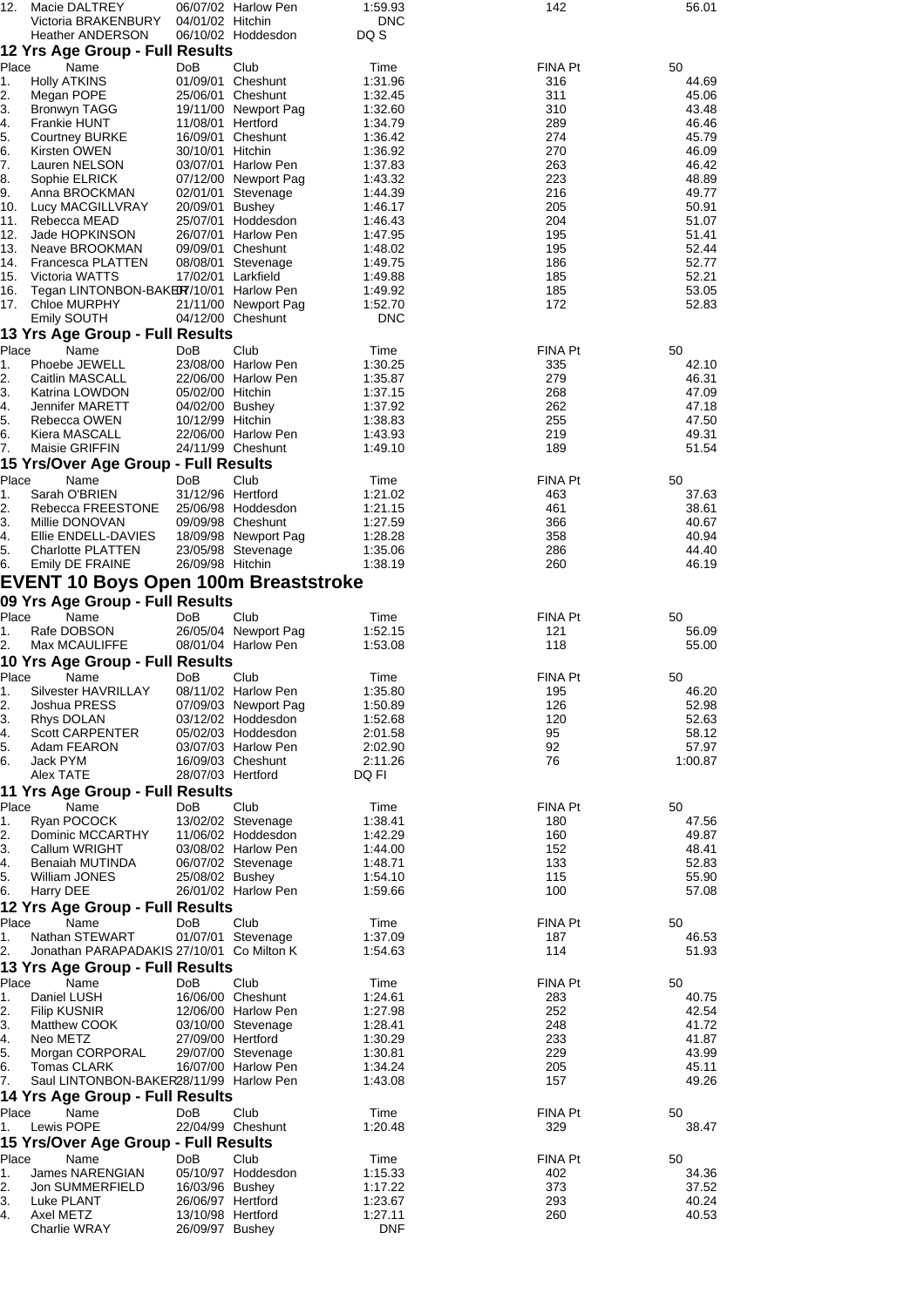| Place | Name | DoB | Club | Time | FINA Pt | 50 |
|---|---|---|---|---|---|---|
| 12. | Macie DALTREY | 06/07/02 | Harlow Pen | 1:59.93 | 142 | 56.01 |
| | Victoria BRAKENBURY | 04/01/02 | Hitchin | DNC | | |
| | Heather ANDERSON | 06/10/02 | Hoddesdon | DQ S | | |

### 12 Yrs Age Group - Full Results

| Place | Name | DoB | Club | Time | FINA Pt | 50 |
|---|---|---|---|---|---|---|
| 1. | Holly ATKINS | 01/09/01 | Cheshunt | 1:31.96 | 316 | 44.69 |
| 2. | Megan POPE | 25/06/01 | Cheshunt | 1:32.45 | 311 | 45.06 |
| 3. | Bronwyn TAGG | 19/11/00 | Newport Pag | 1:32.60 | 310 | 43.48 |
| 4. | Frankie HUNT | 11/08/01 | Hertford | 1:34.79 | 289 | 46.46 |
| 5. | Courtney BURKE | 16/09/01 | Cheshunt | 1:36.42 | 274 | 45.79 |
| 6. | Kirsten OWEN | 30/10/01 | Hitchin | 1:36.92 | 270 | 46.09 |
| 7. | Lauren NELSON | 03/07/01 | Harlow Pen | 1:37.83 | 263 | 46.42 |
| 8. | Sophie ELRICK | 07/12/00 | Newport Pag | 1:43.32 | 223 | 48.89 |
| 9. | Anna BROCKMAN | 02/01/01 | Stevenage | 1:44.39 | 216 | 49.77 |
| 10. | Lucy MACGILLVRAY | 20/09/01 | Bushey | 1:46.17 | 205 | 50.91 |
| 11. | Rebecca MEAD | 25/07/01 | Hoddesdon | 1:46.43 | 204 | 51.07 |
| 12. | Jade HOPKINSON | 26/07/01 | Harlow Pen | 1:47.95 | 195 | 51.41 |
| 13. | Neave BROOKMAN | 09/09/01 | Cheshunt | 1:48.02 | 195 | 52.44 |
| 14. | Francesca PLATTEN | 08/08/01 | Stevenage | 1:49.75 | 186 | 52.77 |
| 15. | Victoria WATTS | 17/02/01 | Larkfield | 1:49.88 | 185 | 52.21 |
| 16. | Tegan LINTONBON-BAKER | 17/10/01 | Harlow Pen | 1:49.92 | 185 | 53.05 |
| 17. | Chloe MURPHY | 21/11/00 | Newport Pag | 1:52.70 | 172 | 52.83 |
| | Emily SOUTH | 04/12/00 | Cheshunt | DNC | | |

### 13 Yrs Age Group - Full Results

| Place | Name | DoB | Club | Time | FINA Pt | 50 |
|---|---|---|---|---|---|---|
| 1. | Phoebe JEWELL | 23/08/00 | Harlow Pen | 1:30.25 | 335 | 42.10 |
| 2. | Caitlin MASCALL | 22/06/00 | Harlow Pen | 1:35.87 | 279 | 46.31 |
| 3. | Katrina LOWDON | 05/02/00 | Hitchin | 1:37.15 | 268 | 47.09 |
| 4. | Jennifer MARETT | 04/02/00 | Bushey | 1:37.92 | 262 | 47.18 |
| 5. | Rebecca OWEN | 10/12/99 | Hitchin | 1:38.83 | 255 | 47.50 |
| 6. | Kiera MASCALL | 22/06/00 | Harlow Pen | 1:43.93 | 219 | 49.31 |
| 7. | Maisie GRIFFIN | 24/11/99 | Cheshunt | 1:49.10 | 189 | 51.54 |

### 15 Yrs/Over Age Group - Full Results

| Place | Name | DoB | Club | Time | FINA Pt | 50 |
|---|---|---|---|---|---|---|
| 1. | Sarah O'BRIEN | 31/12/96 | Hertford | 1:21.02 | 463 | 37.63 |
| 2. | Rebecca FREESTONE | 25/06/98 | Hoddesdon | 1:21.15 | 461 | 38.61 |
| 3. | Millie DONOVAN | 09/09/98 | Cheshunt | 1:27.59 | 366 | 40.67 |
| 4. | Ellie ENDELL-DAVIES | 18/09/98 | Newport Pag | 1:28.28 | 358 | 40.94 |
| 5. | Charlotte PLATTEN | 23/05/98 | Stevenage | 1:35.06 | 286 | 44.40 |
| 6. | Emily DE FRAINE | 26/09/98 | Hitchin | 1:38.19 | 260 | 46.19 |

## EVENT 10 Boys Open 100m Breaststroke

### 09 Yrs Age Group - Full Results

| Place | Name | DoB | Club | Time | FINA Pt | 50 |
|---|---|---|---|---|---|---|
| 1. | Rafe DOBSON | 26/05/04 | Newport Pag | 1:52.15 | 121 | 56.09 |
| 2. | Max MCAULIFFE | 08/01/04 | Harlow Pen | 1:53.08 | 118 | 55.00 |

### 10 Yrs Age Group - Full Results

| Place | Name | DoB | Club | Time | FINA Pt | 50 |
|---|---|---|---|---|---|---|
| 1. | Silvester HAVRILLAY | 08/11/02 | Harlow Pen | 1:35.80 | 195 | 46.20 |
| 2. | Joshua PRESS | 07/09/03 | Newport Pag | 1:50.89 | 126 | 52.98 |
| 3. | Rhys DOLAN | 03/12/02 | Hoddesdon | 1:52.68 | 120 | 52.63 |
| 4. | Scott CARPENTER | 05/02/03 | Hoddesdon | 2:01.58 | 95 | 58.12 |
| 5. | Adam FEARON | 03/07/03 | Harlow Pen | 2:02.90 | 92 | 57.97 |
| 6. | Jack PYM | 16/09/03 | Cheshunt | 2:11.26 | 76 | 1:00.87 |
| | Alex TATE | 28/07/03 | Hertford | DQ FI | | |

### 11 Yrs Age Group - Full Results

| Place | Name | DoB | Club | Time | FINA Pt | 50 |
|---|---|---|---|---|---|---|
| 1. | Ryan POCOCK | 13/02/02 | Stevenage | 1:38.41 | 180 | 47.56 |
| 2. | Dominic MCCARTHY | 11/06/02 | Hoddesdon | 1:42.29 | 160 | 49.87 |
| 3. | Callum WRIGHT | 03/08/02 | Harlow Pen | 1:44.00 | 152 | 48.41 |
| 4. | Benaiah MUTINDA | 06/07/02 | Stevenage | 1:48.71 | 133 | 52.83 |
| 5. | William JONES | 25/08/02 | Bushey | 1:54.10 | 115 | 55.90 |
| 6. | Harry DEE | 26/01/02 | Harlow Pen | 1:59.66 | 100 | 57.08 |

### 12 Yrs Age Group - Full Results

| Place | Name | DoB | Club | Time | FINA Pt | 50 |
|---|---|---|---|---|---|---|
| 1. | Nathan STEWART | 01/07/01 | Stevenage | 1:37.09 | 187 | 46.53 |
| 2. | Jonathan PARAPADAKIS | 27/10/01 | Co Milton K | 1:54.63 | 114 | 51.93 |

### 13 Yrs Age Group - Full Results

| Place | Name | DoB | Club | Time | FINA Pt | 50 |
|---|---|---|---|---|---|---|
| 1. | Daniel LUSH | 16/06/00 | Cheshunt | 1:24.61 | 283 | 40.75 |
| 2. | Filip KUSNIR | 12/06/00 | Harlow Pen | 1:27.98 | 252 | 42.54 |
| 3. | Matthew COOK | 03/10/00 | Stevenage | 1:28.41 | 248 | 41.72 |
| 4. | Neo METZ | 27/09/00 | Hertford | 1:30.29 | 233 | 41.87 |
| 5. | Morgan CORPORAL | 29/07/00 | Stevenage | 1:30.81 | 229 | 43.99 |
| 6. | Tomas CLARK | 16/07/00 | Harlow Pen | 1:34.24 | 205 | 45.11 |
| 7. | Saul LINTONBON-BAKER | 28/11/99 | Harlow Pen | 1:43.08 | 157 | 49.26 |

### 14 Yrs Age Group - Full Results

| Place | Name | DoB | Club | Time | FINA Pt | 50 |
|---|---|---|---|---|---|---|
| 1. | Lewis POPE | 22/04/99 | Cheshunt | 1:20.48 | 329 | 38.47 |

### 15 Yrs/Over Age Group - Full Results

| Place | Name | DoB | Club | Time | FINA Pt | 50 |
|---|---|---|---|---|---|---|
| 1. | James NARENGIAN | 05/10/97 | Hoddesdon | 1:15.33 | 402 | 34.36 |
| 2. | Jon SUMMERFIELD | 16/03/96 | Bushey | 1:17.22 | 373 | 37.52 |
| 3. | Luke PLANT | 26/06/97 | Hertford | 1:23.67 | 293 | 40.24 |
| 4. | Axel METZ | 13/10/98 | Hertford | 1:27.11 | 260 | 40.53 |
| | Charlie WRAY | 26/09/97 | Bushey | DNF | | |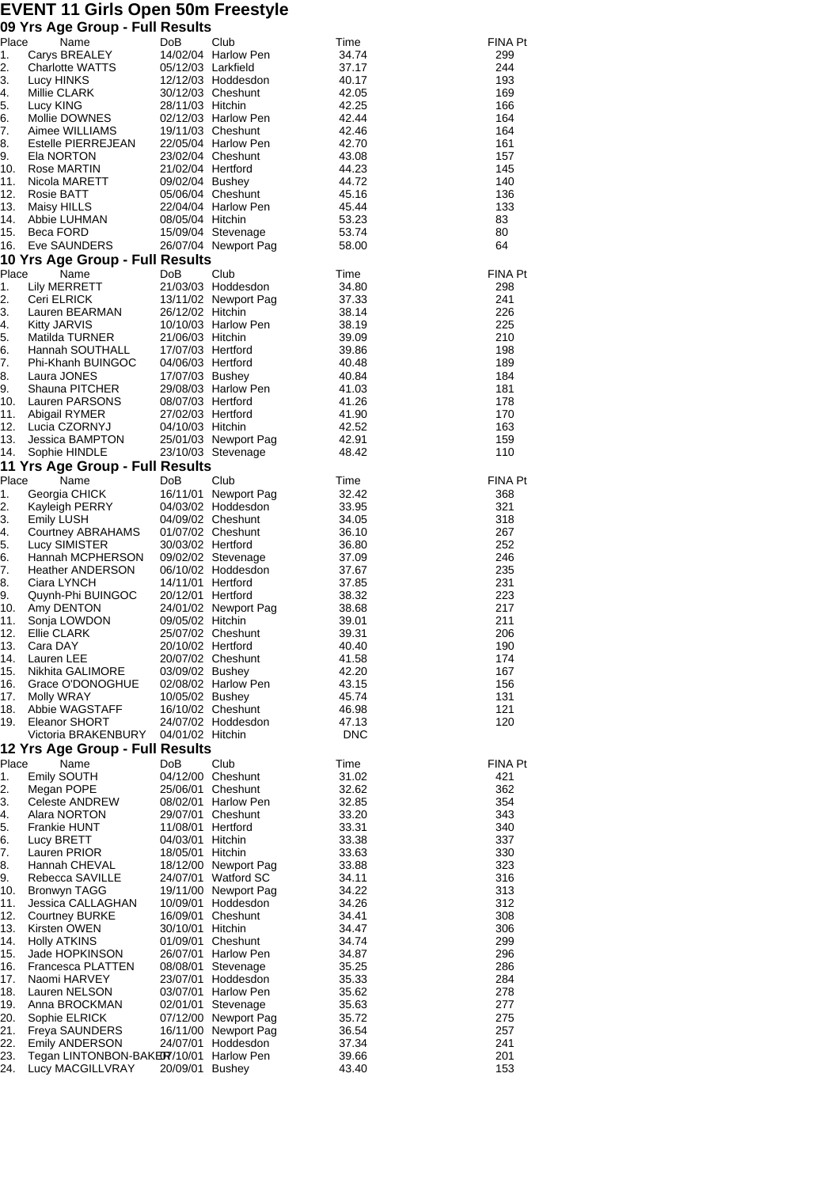# EVENT 11 Girls Open 50m Freestyle

## 09 Yrs Age Group - Full Results

| Place | Name | DoB | Club | Time | FINA Pt |
|---|---|---|---|---|---|
| 1. | Carys BREALEY | 14/02/04 | Harlow Pen | 34.74 | 299 |
| 2. | Charlotte WATTS | 05/12/03 | Larkfield | 37.17 | 244 |
| 3. | Lucy HINKS | 12/12/03 | Hoddesdon | 40.17 | 193 |
| 4. | Millie CLARK | 30/12/03 | Cheshunt | 42.05 | 169 |
| 5. | Lucy KING | 28/11/03 | Hitchin | 42.25 | 166 |
| 6. | Mollie DOWNES | 02/12/03 | Harlow Pen | 42.44 | 164 |
| 7. | Aimee WILLIAMS | 19/11/03 | Cheshunt | 42.46 | 164 |
| 8. | Estelle PIERREJEAN | 22/05/04 | Harlow Pen | 42.70 | 161 |
| 9. | Ela NORTON | 23/02/04 | Cheshunt | 43.08 | 157 |
| 10. | Rose MARTIN | 21/02/04 | Hertford | 44.23 | 145 |
| 11. | Nicola MARETT | 09/02/04 | Bushey | 44.72 | 140 |
| 12. | Rosie BATT | 05/06/04 | Cheshunt | 45.16 | 136 |
| 13. | Maisy HILLS | 22/04/04 | Harlow Pen | 45.44 | 133 |
| 14. | Abbie LUHMAN | 08/05/04 | Hitchin | 53.23 | 83 |
| 15. | Beca FORD | 15/09/04 | Stevenage | 53.74 | 80 |
| 16. | Eve SAUNDERS | 26/07/04 | Newport Pag | 58.00 | 64 |

## 10 Yrs Age Group - Full Results

| Place | Name | DoB | Club | Time | FINA Pt |
|---|---|---|---|---|---|
| 1. | Lily MERRETT | 21/03/03 | Hoddesdon | 34.80 | 298 |
| 2. | Ceri ELRICK | 13/11/02 | Newport Pag | 37.33 | 241 |
| 3. | Lauren BEARMAN | 26/12/02 | Hitchin | 38.14 | 226 |
| 4. | Kitty JARVIS | 10/10/03 | Harlow Pen | 38.19 | 225 |
| 5. | Matilda TURNER | 21/06/03 | Hitchin | 39.09 | 210 |
| 6. | Hannah SOUTHALL | 17/07/03 | Hertford | 39.86 | 198 |
| 7. | Phi-Khanh BUINGOC | 04/06/03 | Hertford | 40.48 | 189 |
| 8. | Laura JONES | 17/07/03 | Bushey | 40.84 | 184 |
| 9. | Shauna PITCHER | 29/08/03 | Harlow Pen | 41.03 | 181 |
| 10. | Lauren PARSONS | 08/07/03 | Hertford | 41.26 | 178 |
| 11. | Abigail RYMER | 27/02/03 | Hertford | 41.90 | 170 |
| 12. | Lucia CZORNYJ | 04/10/03 | Hitchin | 42.52 | 163 |
| 13. | Jessica BAMPTON | 25/01/03 | Newport Pag | 42.91 | 159 |
| 14. | Sophie HINDLE | 23/10/03 | Stevenage | 48.42 | 110 |

## 11 Yrs Age Group - Full Results

| Place | Name | DoB | Club | Time | FINA Pt |
|---|---|---|---|---|---|
| 1. | Georgia CHICK | 16/11/01 | Newport Pag | 32.42 | 368 |
| 2. | Kayleigh PERRY | 04/03/02 | Hoddesdon | 33.95 | 321 |
| 3. | Emily LUSH | 04/09/02 | Cheshunt | 34.05 | 318 |
| 4. | Courtney ABRAHAMS | 01/07/02 | Cheshunt | 36.10 | 267 |
| 5. | Lucy SIMISTER | 30/03/02 | Hertford | 36.80 | 252 |
| 6. | Hannah MCPHERSON | 09/02/02 | Stevenage | 37.09 | 246 |
| 7. | Heather ANDERSON | 06/10/02 | Hoddesdon | 37.67 | 235 |
| 8. | Ciara LYNCH | 14/11/01 | Hertford | 37.85 | 231 |
| 9. | Quynh-Phi BUINGOC | 20/12/01 | Hertford | 38.32 | 223 |
| 10. | Amy DENTON | 24/01/02 | Newport Pag | 38.68 | 217 |
| 11. | Sonja LOWDON | 09/05/02 | Hitchin | 39.01 | 211 |
| 12. | Ellie CLARK | 25/07/02 | Cheshunt | 39.31 | 206 |
| 13. | Cara DAY | 20/10/02 | Hertford | 40.40 | 190 |
| 14. | Lauren LEE | 20/07/02 | Cheshunt | 41.58 | 174 |
| 15. | Nikhita GALIMORE | 03/09/02 | Bushey | 42.20 | 167 |
| 16. | Grace O'DONOGHUE | 02/08/02 | Harlow Pen | 43.15 | 156 |
| 17. | Molly WRAY | 10/05/02 | Bushey | 45.74 | 131 |
| 18. | Abbie WAGSTAFF | 16/10/02 | Cheshunt | 46.98 | 121 |
| 19. | Eleanor SHORT | 24/07/02 | Hoddesdon | 47.13 | 120 |
| | Victoria BRAKENBURY | 04/01/02 | Hitchin | DNC | |

## 12 Yrs Age Group - Full Results

| Place | Name | DoB | Club | Time | FINA Pt |
|---|---|---|---|---|---|
| 1. | Emily SOUTH | 04/12/00 | Cheshunt | 31.02 | 421 |
| 2. | Megan POPE | 25/06/01 | Cheshunt | 32.62 | 362 |
| 3. | Celeste ANDREW | 08/02/01 | Harlow Pen | 32.85 | 354 |
| 4. | Alara NORTON | 29/07/01 | Cheshunt | 33.20 | 343 |
| 5. | Frankie HUNT | 11/08/01 | Hertford | 33.31 | 340 |
| 6. | Lucy BRETT | 04/03/01 | Hitchin | 33.38 | 337 |
| 7. | Lauren PRIOR | 18/05/01 | Hitchin | 33.63 | 330 |
| 8. | Hannah CHEVAL | 18/12/00 | Newport Pag | 33.88 | 323 |
| 9. | Rebecca SAVILLE | 24/07/01 | Watford SC | 34.11 | 316 |
| 10. | Bronwyn TAGG | 19/11/00 | Newport Pag | 34.22 | 313 |
| 11. | Jessica CALLAGHAN | 10/09/01 | Hoddesdon | 34.26 | 312 |
| 12. | Courtney BURKE | 16/09/01 | Cheshunt | 34.41 | 308 |
| 13. | Kirsten OWEN | 30/10/01 | Hitchin | 34.47 | 306 |
| 14. | Holly ATKINS | 01/09/01 | Cheshunt | 34.74 | 299 |
| 15. | Jade HOPKINSON | 26/07/01 | Harlow Pen | 34.87 | 296 |
| 16. | Francesca PLATTEN | 08/08/01 | Stevenage | 35.25 | 286 |
| 17. | Naomi HARVEY | 23/07/01 | Hoddesdon | 35.33 | 284 |
| 18. | Lauren NELSON | 03/07/01 | Harlow Pen | 35.62 | 278 |
| 19. | Anna BROCKMAN | 02/01/01 | Stevenage | 35.63 | 277 |
| 20. | Sophie ELRICK | 07/12/00 | Newport Pag | 35.72 | 275 |
| 21. | Freya SAUNDERS | 16/11/00 | Newport Pag | 36.54 | 257 |
| 22. | Emily ANDERSON | 24/07/01 | Hoddesdon | 37.34 | 241 |
| 23. | Tegan LINTONBON-BAKER | 17/10/01 | Harlow Pen | 39.66 | 201 |
| 24. | Lucy MACGILLVRAY | 20/09/01 | Bushey | 43.40 | 153 |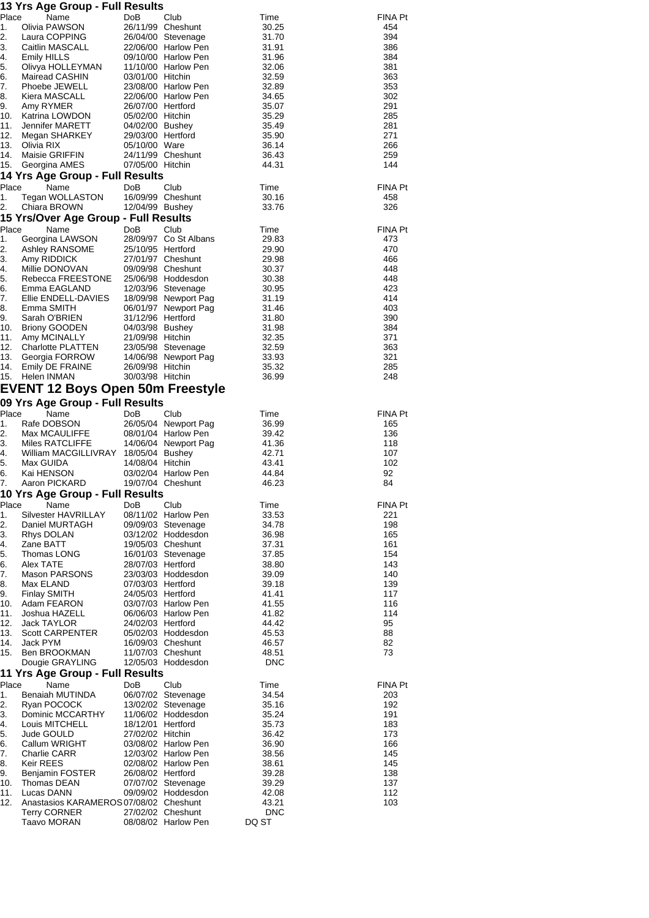### 13 Yrs Age Group - Full Results

| Place | Name | DoB | Club | Time | FINA Pt |
|---|---|---|---|---|---|
| 1. | Olivia PAWSON | 26/11/99 | Cheshunt | 30.25 | 454 |
| 2. | Laura COPPING | 26/04/00 | Stevenage | 31.70 | 394 |
| 3. | Caitlin MASCALL | 22/06/00 | Harlow Pen | 31.91 | 386 |
| 4. | Emily HILLS | 09/10/00 | Harlow Pen | 31.96 | 384 |
| 5. | Olivya HOLLEYMAN | 11/10/00 | Harlow Pen | 32.06 | 381 |
| 6. | Mairead CASHIN | 03/01/00 | Hitchin | 32.59 | 363 |
| 7. | Phoebe JEWELL | 23/08/00 | Harlow Pen | 32.89 | 353 |
| 8. | Kiera MASCALL | 22/06/00 | Harlow Pen | 34.65 | 302 |
| 9. | Amy RYMER | 26/07/00 | Hertford | 35.07 | 291 |
| 10. | Katrina LOWDON | 05/02/00 | Hitchin | 35.29 | 285 |
| 11. | Jennifer MARETT | 04/02/00 | Bushey | 35.49 | 281 |
| 12. | Megan SHARKEY | 29/03/00 | Hertford | 35.90 | 271 |
| 13. | Olivia RIX | 05/10/00 | Ware | 36.14 | 266 |
| 14. | Maisie GRIFFIN | 24/11/99 | Cheshunt | 36.43 | 259 |
| 15. | Georgina AMES | 07/05/00 | Hitchin | 44.31 | 144 |

### 14 Yrs Age Group - Full Results

| Place | Name | DoB | Club | Time | FINA Pt |
|---|---|---|---|---|---|
| 1. | Tegan WOLLASTON | 16/09/99 | Cheshunt | 30.16 | 458 |
| 2. | Chiara BROWN | 12/04/99 | Bushey | 33.76 | 326 |

### 15 Yrs/Over Age Group - Full Results

| Place | Name | DoB | Club | Time | FINA Pt |
|---|---|---|---|---|---|
| 1. | Georgina LAWSON | 28/09/97 | Co St Albans | 29.83 | 473 |
| 2. | Ashley RANSOME | 25/10/95 | Hertford | 29.90 | 470 |
| 3. | Amy RIDDICK | 27/01/97 | Cheshunt | 29.98 | 466 |
| 4. | Millie DONOVAN | 09/09/98 | Cheshunt | 30.37 | 448 |
| 5. | Rebecca FREESTONE | 25/06/98 | Hoddesdon | 30.38 | 448 |
| 6. | Emma EAGLAND | 12/03/96 | Stevenage | 30.95 | 423 |
| 7. | Ellie ENDELL-DAVIES | 18/09/98 | Newport Pag | 31.19 | 414 |
| 8. | Emma SMITH | 06/01/97 | Newport Pag | 31.46 | 403 |
| 9. | Sarah O'BRIEN | 31/12/96 | Hertford | 31.80 | 390 |
| 10. | Briony GOODEN | 04/03/98 | Bushey | 31.98 | 384 |
| 11. | Amy MCINALLY | 21/09/98 | Hitchin | 32.35 | 371 |
| 12. | Charlotte PLATTEN | 23/05/98 | Stevenage | 32.59 | 363 |
| 13. | Georgia FORROW | 14/06/98 | Newport Pag | 33.93 | 321 |
| 14. | Emily DE FRAINE | 26/09/98 | Hitchin | 35.32 | 285 |
| 15. | Helen INMAN | 30/03/98 | Hitchin | 36.99 | 248 |

## EVENT 12 Boys Open 50m Freestyle

### 09 Yrs Age Group - Full Results

| Place | Name | DoB | Club | Time | FINA Pt |
|---|---|---|---|---|---|
| 1. | Rafe DOBSON | 26/05/04 | Newport Pag | 36.99 | 165 |
| 2. | Max MCAULIFFE | 08/01/04 | Harlow Pen | 39.42 | 136 |
| 3. | Miles RATCLIFFE | 14/06/04 | Newport Pag | 41.36 | 118 |
| 4. | William MACGILLIVRAY | 18/05/04 | Bushey | 42.71 | 107 |
| 5. | Max GUIDA | 14/08/04 | Hitchin | 43.41 | 102 |
| 6. | Kai HENSON | 03/02/04 | Harlow Pen | 44.84 | 92 |
| 7. | Aaron PICKARD | 19/07/04 | Cheshunt | 46.23 | 84 |

### 10 Yrs Age Group - Full Results

| Place | Name | DoB | Club | Time | FINA Pt |
|---|---|---|---|---|---|
| 1. | Silvester HAVRILLAY | 08/11/02 | Harlow Pen | 33.53 | 221 |
| 2. | Daniel MURTAGH | 09/09/03 | Stevenage | 34.78 | 198 |
| 3. | Rhys DOLAN | 03/12/02 | Hoddesdon | 36.98 | 165 |
| 4. | Zane BATT | 19/05/03 | Cheshunt | 37.31 | 161 |
| 5. | Thomas LONG | 16/01/03 | Stevenage | 37.85 | 154 |
| 6. | Alex TATE | 28/07/03 | Hertford | 38.80 | 143 |
| 7. | Mason PARSONS | 23/03/03 | Hoddesdon | 39.09 | 140 |
| 8. | Max ELAND | 07/03/03 | Hertford | 39.18 | 139 |
| 9. | Finlay SMITH | 24/05/03 | Hertford | 41.41 | 117 |
| 10. | Adam FEARON | 03/07/03 | Harlow Pen | 41.55 | 116 |
| 11. | Joshua HAZELL | 06/06/03 | Harlow Pen | 41.82 | 114 |
| 12. | Jack TAYLOR | 24/02/03 | Hertford | 44.42 | 95 |
| 13. | Scott CARPENTER | 05/02/03 | Hoddesdon | 45.53 | 88 |
| 14. | Jack PYM | 16/09/03 | Cheshunt | 46.57 | 82 |
| 15. | Ben BROOKMAN | 11/07/03 | Cheshunt | 48.51 | 73 |
| | Dougie GRAYLING | 12/05/03 | Hoddesdon | DNC | |

### 11 Yrs Age Group - Full Results

| Place | Name | DoB | Club | Time | FINA Pt |
|---|---|---|---|---|---|
| 1. | Benaiah MUTINDA | 06/07/02 | Stevenage | 34.54 | 203 |
| 2. | Ryan POCOCK | 13/02/02 | Stevenage | 35.16 | 192 |
| 3. | Dominic MCCARTHY | 11/06/02 | Hoddesdon | 35.24 | 191 |
| 4. | Louis MITCHELL | 18/12/01 | Hertford | 35.73 | 183 |
| 5. | Jude GOULD | 27/02/02 | Hitchin | 36.42 | 173 |
| 6. | Callum WRIGHT | 03/08/02 | Harlow Pen | 36.90 | 166 |
| 7. | Charlie CARR | 12/03/02 | Harlow Pen | 38.56 | 145 |
| 8. | Keir REES | 02/08/02 | Harlow Pen | 38.61 | 145 |
| 9. | Benjamin FOSTER | 26/08/02 | Hertford | 39.28 | 138 |
| 10. | Thomas DEAN | 07/07/02 | Stevenage | 39.29 | 137 |
| 11. | Lucas DANN | 09/09/02 | Hoddesdon | 42.08 | 112 |
| 12. | Anastasios KARAMEROS | 07/08/02 | Cheshunt | 43.21 | 103 |
| | Terry CORNER | 27/02/02 | Cheshunt | DNC | |
| | Taavo MORAN | 08/08/02 | Harlow Pen | DQ ST | |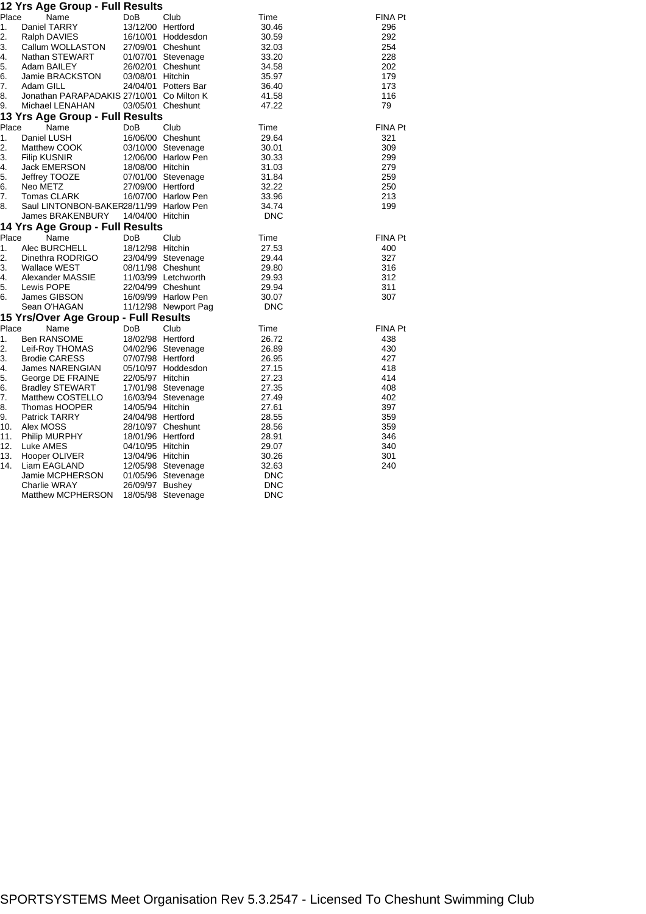## 12 Yrs Age Group - Full Results

| Place | Name | DoB | Club | Time | FINA Pt |
|---|---|---|---|---|---|
| 1. | Daniel TARRY | 13/12/00 | Hertford | 30.46 | 296 |
| 2. | Ralph DAVIES | 16/10/01 | Hoddesdon | 30.59 | 292 |
| 3. | Callum WOLLASTON | 27/09/01 | Cheshunt | 32.03 | 254 |
| 4. | Nathan STEWART | 01/07/01 | Stevenage | 33.20 | 228 |
| 5. | Adam BAILEY | 26/02/01 | Cheshunt | 34.58 | 202 |
| 6. | Jamie BRACKSTON | 03/08/01 | Hitchin | 35.97 | 179 |
| 7. | Adam GILL | 24/04/01 | Potters Bar | 36.40 | 173 |
| 8. | Jonathan PARAPADAKIS | 27/10/01 | Co Milton K | 41.58 | 116 |
| 9. | Michael LENAHAN | 03/05/01 | Cheshunt | 47.22 | 79 |

## 13 Yrs Age Group - Full Results

| Place | Name | DoB | Club | Time | FINA Pt |
|---|---|---|---|---|---|
| 1. | Daniel LUSH | 16/06/00 | Cheshunt | 29.64 | 321 |
| 2. | Matthew COOK | 03/10/00 | Stevenage | 30.01 | 309 |
| 3. | Filip KUSNIR | 12/06/00 | Harlow Pen | 30.33 | 299 |
| 4. | Jack EMERSON | 18/08/00 | Hitchin | 31.03 | 279 |
| 5. | Jeffrey TOOZE | 07/01/00 | Stevenage | 31.84 | 259 |
| 6. | Neo METZ | 27/09/00 | Hertford | 32.22 | 250 |
| 7. | Tomas CLARK | 16/07/00 | Harlow Pen | 33.96 | 213 |
| 8. | Saul LINTONBON-BAKER | 28/11/99 | Harlow Pen | 34.74 | 199 |
| | James BRAKENBURY | 14/04/00 | Hitchin | DNC | |

## 14 Yrs Age Group - Full Results

| Place | Name | DoB | Club | Time | FINA Pt |
|---|---|---|---|---|---|
| 1. | Alec BURCHELL | 18/12/98 | Hitchin | 27.53 | 400 |
| 2. | Dinethra RODRIGO | 23/04/99 | Stevenage | 29.44 | 327 |
| 3. | Wallace WEST | 08/11/98 | Cheshunt | 29.80 | 316 |
| 4. | Alexander MASSIE | 11/03/99 | Letchworth | 29.93 | 312 |
| 5. | Lewis POPE | 22/04/99 | Cheshunt | 29.94 | 311 |
| 6. | James GIBSON | 16/09/99 | Harlow Pen | 30.07 | 307 |
| | Sean O'HAGAN | 11/12/98 | Newport Pag | DNC | |

## 15 Yrs/Over Age Group - Full Results

| Place | Name | DoB | Club | Time | FINA Pt |
|---|---|---|---|---|---|
| 1. | Ben RANSOME | 18/02/98 | Hertford | 26.72 | 438 |
| 2. | Leif-Roy THOMAS | 04/02/96 | Stevenage | 26.89 | 430 |
| 3. | Brodie CARESS | 07/07/98 | Hertford | 26.95 | 427 |
| 4. | James NARENGIAN | 05/10/97 | Hoddesdon | 27.15 | 418 |
| 5. | George DE FRAINE | 22/05/97 | Hitchin | 27.23 | 414 |
| 6. | Bradley STEWART | 17/01/98 | Stevenage | 27.35 | 408 |
| 7. | Matthew COSTELLO | 16/03/94 | Stevenage | 27.49 | 402 |
| 8. | Thomas HOOPER | 14/05/94 | Hitchin | 27.61 | 397 |
| 9. | Patrick TARRY | 24/04/98 | Hertford | 28.55 | 359 |
| 10. | Alex MOSS | 28/10/97 | Cheshunt | 28.56 | 359 |
| 11. | Philip MURPHY | 18/01/96 | Hertford | 28.91 | 346 |
| 12. | Luke AMES | 04/10/95 | Hitchin | 29.07 | 340 |
| 13. | Hooper OLIVER | 13/04/96 | Hitchin | 30.26 | 301 |
| 14. | Liam EAGLAND | 12/05/98 | Stevenage | 32.63 | 240 |
| | Jamie MCPHERSON | 01/05/96 | Stevenage | DNC | |
| | Charlie WRAY | 26/09/97 | Bushey | DNC | |
| | Matthew MCPHERSON | 18/05/98 | Stevenage | DNC | |

SPORTSYSTEMS Meet Organisation Rev 5.3.2547 - Licensed To Cheshunt Swimming Club